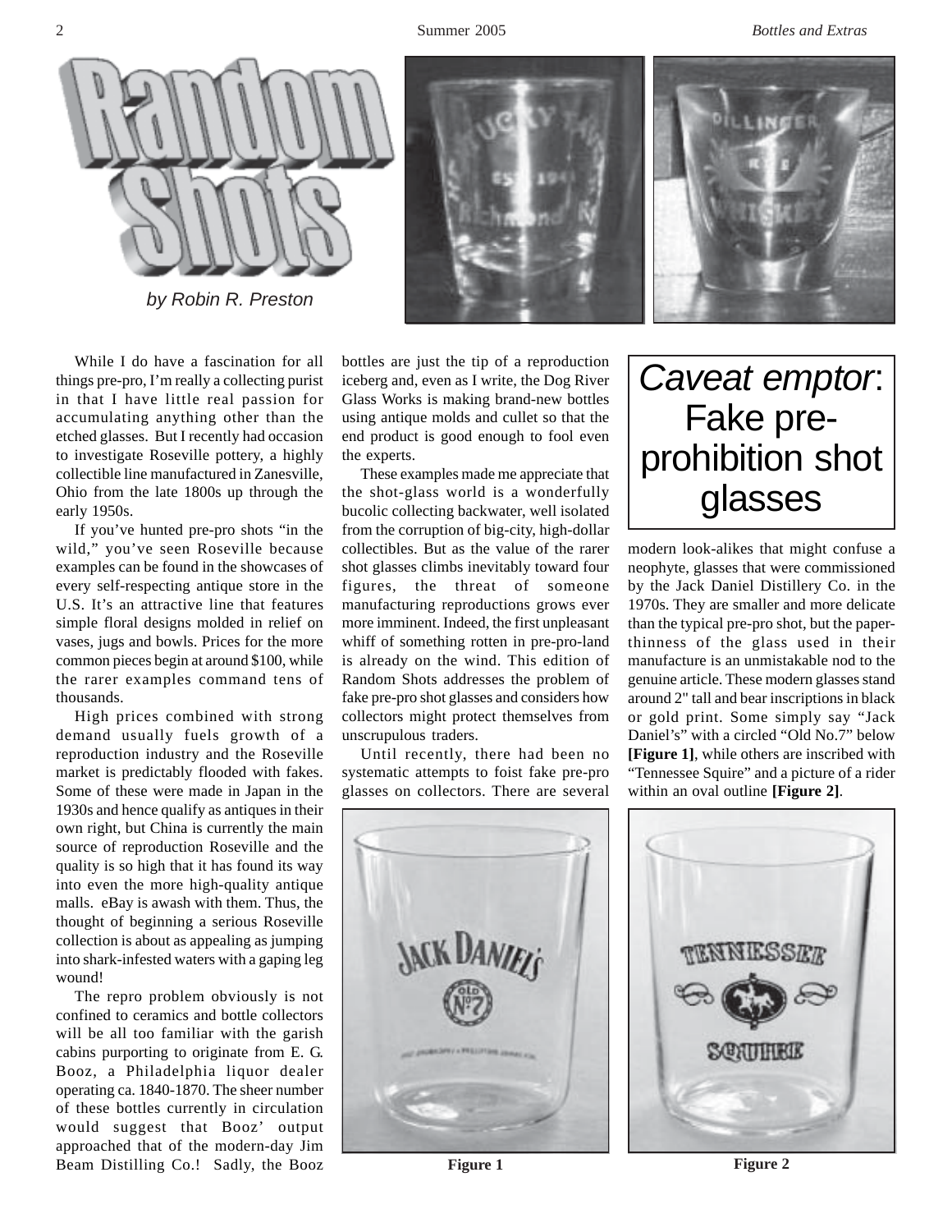# Random Shots

*by Robin R. Preston*

## *Caveat emptor*: Fake pre-prohibition shot glasses

While I do have a fascination for all things pre-pro, I'm really a collecting purist in that I have little real passion for accumulating anything other than the etched glasses. But I recently had occasion to investigate Roseville pottery, a highly collectible line manufactured in Zanesville, Ohio from the late 1800s up through the early 1950s.

If you've hunted pre-pro shots "in the wild," you've seen Roseville because examples can be found in the showcases of every self-respecting antique store in the U.S. It's an attractive line that features simple floral designs molded in relief on vases, jugs and bowls. Prices for the more common pieces begin at around $100, while the rarer examples command tens of thousands.

High prices combined with strong demand usually fuels growth of a reproduction industry and the Roseville market is predictably flooded with fakes. Some of these were made in Japan in the 1930s and hence qualify as antiques in their own right, but China is currently the main source of reproduction Roseville and the quality is so high that it has found its way into even the more high-quality antique malls. eBay is awash with them. Thus, the thought of beginning a serious Roseville collection is about as appealing as jumping into shark-infested waters with a gaping leg wound!

The repro problem obviously is not confined to ceramics and bottle collectors will be all too familiar with the garish cabins purporting to originate from E. G. Booz, a Philadelphia liquor dealer operating ca. 1840-1870. The sheer number of these bottles currently in circulation would suggest that Booz' output approached that of the modern-day Jim Beam Distilling Co.! Sadly, the Booz bottles are just the tip of a reproduction iceberg and, even as I write, the Dog River Glass Works is making brand-new bottles using antique molds and cullet so that the end product is good enough to fool even the experts.

These examples made me appreciate that the shot-glass world is a wonderfully bucolic collecting backwater, well isolated from the corruption of big-city, high-dollar collectibles. But as the value of the rarer shot glasses climbs inevitably toward four figures, the threat of someone manufacturing reproductions grows ever more imminent. Indeed, the first unpleasant whiff of something rotten in pre-pro-land is already on the wind. This edition of Random Shots addresses the problem of fake pre-pro shot glasses and considers how collectors might protect themselves from unscrupulous traders.

Until recently, there had been no systematic attempts to foist fake pre-pro glasses on collectors. There are several modern look-alikes that might confuse a neophyte, glasses that were commissioned by the Jack Daniel Distillery Co. in the 1970s. They are smaller and more delicate than the typical pre-pro shot, but the paper-thinness of the glass used in their manufacture is an unmistakable nod to the genuine article. These modern glasses stand around 2" tall and bear inscriptions in black or gold print. Some simply say "Jack Daniel's" with a circled "Old No.7" below **[Figure 1]**, while others are inscribed with "Tennessee Squire" and a picture of a rider within an oval outline **[Figure 2]**.

**Figure 1**

**Figure 2**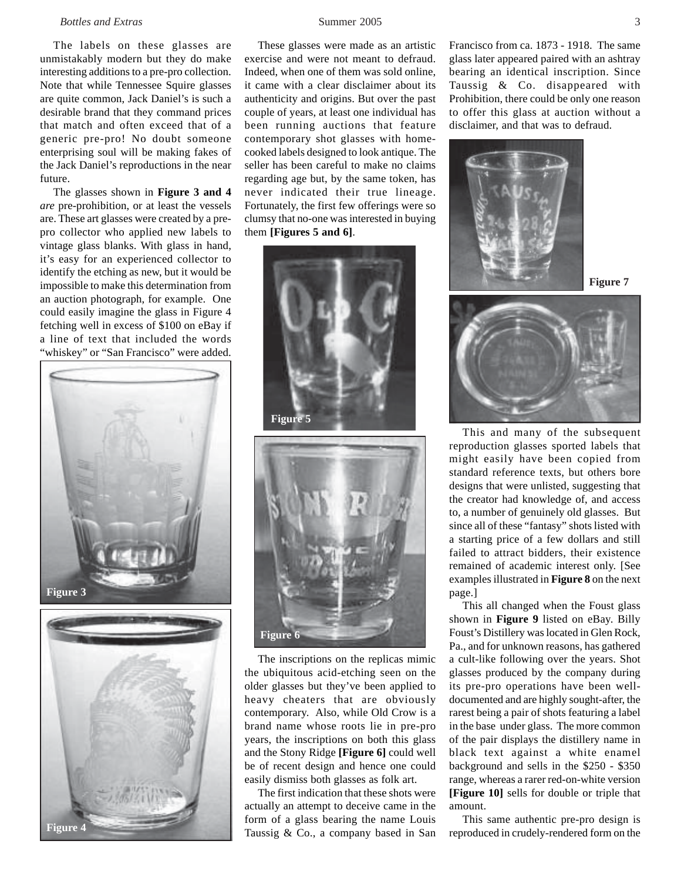The labels on these glasses are unmistakably modern but they do make interesting additions to a pre-pro collection. Note that while Tennessee Squire glasses are quite common, Jack Daniel's is such a desirable brand that they command prices that match and often exceed that of a generic pre-pro! No doubt someone enterprising soul will be making fakes of the Jack Daniel's reproductions in the near future.

The glasses shown in **Figure 3 and 4** *are* pre-prohibition, or at least the vessels are. These art glasses were created by a pre-pro collector who applied new labels to vintage glass blanks. With glass in hand, it's easy for an experienced collector to identify the etching as new, but it would be impossible to make this determination from an auction photograph, for example. One could easily imagine the glass in Figure 4 fetching well in excess of $100 on eBay if a line of text that included the words "whiskey" or "San Francisco" were added.

**Figure 3**

**Figure 4**

These glasses were made as an artistic exercise and were not meant to defraud. Indeed, when one of them was sold online, it came with a clear disclaimer about its authenticity and origins. But over the past couple of years, at least one individual has been running auctions that feature contemporary shot glasses with home-cooked labels designed to look antique. The seller has been careful to make no claims regarding age but, by the same token, has never indicated their true lineage. Fortunately, the first few offerings were so clumsy that no-one was interested in buying them **[Figures 5 and 6]**.

**Figure 5**

**Figure 6**

The inscriptions on the replicas mimic the ubiquitous acid-etching seen on the older glasses but they've been applied to heavy cheaters that are obviously contemporary. Also, while Old Crow is a brand name whose roots lie in pre-pro years, the inscriptions on both this glass and the Stony Ridge **[Figure 6]** could well be of recent design and hence one could easily dismiss both glasses as folk art.

The first indication that these shots were actually an attempt to deceive came in the form of a glass bearing the name Louis Taussig & Co., a company based in San Francisco from ca. 1873 - 1918. The same glass later appeared paired with an ashtray bearing an identical inscription. Since Taussig & Co. disappeared with Prohibition, there could be only one reason to offer this glass at auction without a disclaimer, and that was to defraud.

**Figure 7**

This and many of the subsequent reproduction glasses sported labels that might easily have been copied from standard reference texts, but others bore designs that were unlisted, suggesting that the creator had knowledge of, and access to, a number of genuinely old glasses. But since all of these "fantasy" shots listed with a starting price of a few dollars and still failed to attract bidders, their existence remained of academic interest only. [See examples illustrated in **Figure 8** on the next page.]

This all changed when the Foust glass shown in **Figure 9** listed on eBay. Billy Foust's Distillery was located in Glen Rock, Pa., and for unknown reasons, has gathered a cult-like following over the years. Shot glasses produced by the company during its pre-pro operations have been well-documented and are highly sought-after, the rarest being a pair of shots featuring a label in the base under glass. The more common of the pair displays the distillery name in black text against a white enamel background and sells in the $250 - $350 range, whereas a rarer red-on-white version **[Figure 10]** sells for double or triple that amount.

This same authentic pre-pro design is reproduced in crudely-rendered form on the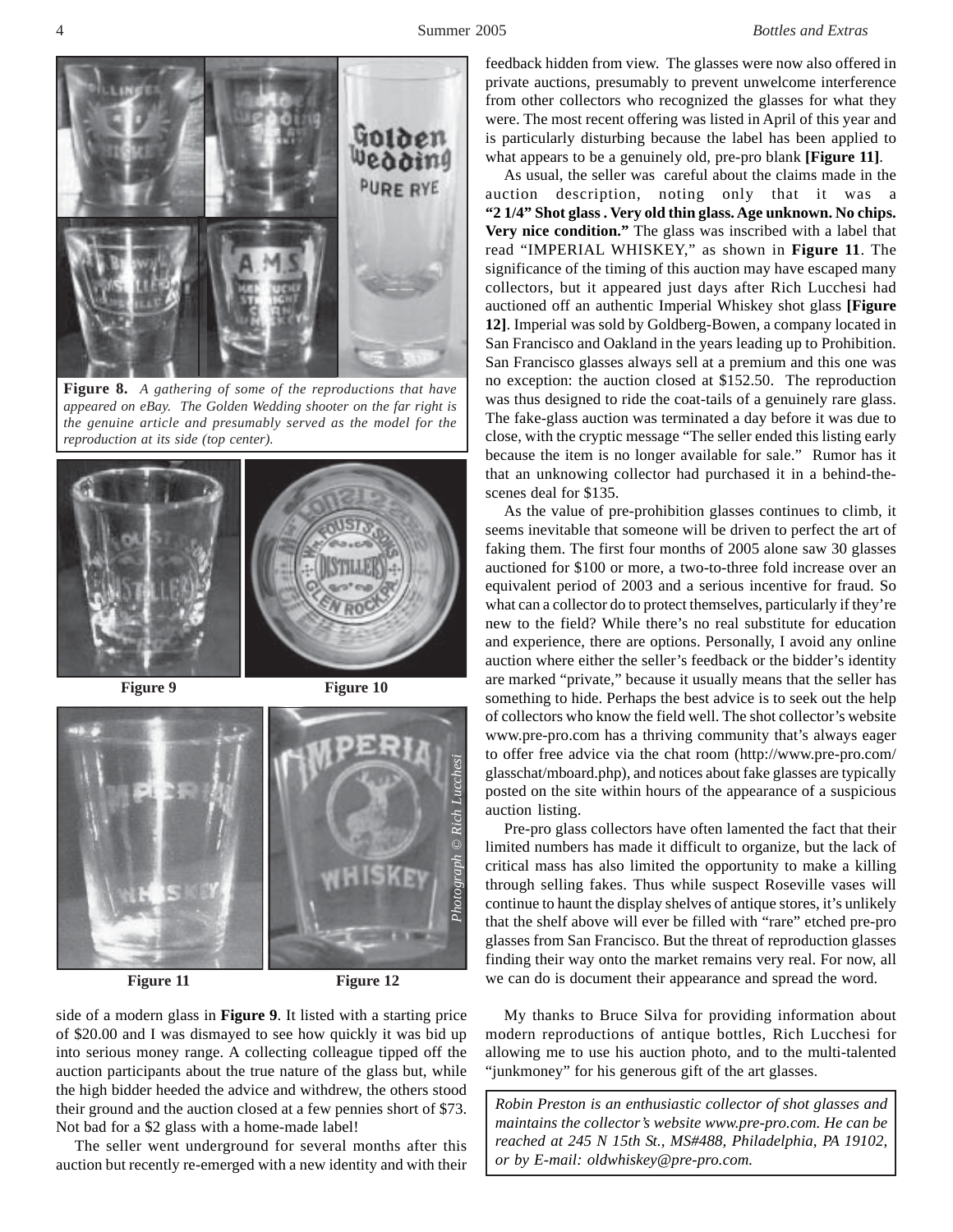**Figure 8.** *A gathering of some of the reproductions that have appeared on eBay. The Golden Wedding shooter on the far right is the genuine article and presumably served as the model for the reproduction at its side (top center).*

**Figure 9**

**Figure 10**

**Figure 11**

**Figure 12**

side of a modern glass in **Figure 9**. It listed with a starting price of $20.00 and I was dismayed to see how quickly it was bid up into serious money range. A collecting colleague tipped off the auction participants about the true nature of the glass but, while the high bidder heeded the advice and withdrew, the others stood their ground and the auction closed at a few pennies short of $73. Not bad for a $2 glass with a home-made label!

The seller went underground for several months after this auction but recently re-emerged with a new identity and with their feedback hidden from view. The glasses were now also offered in private auctions, presumably to prevent unwelcome interference from other collectors who recognized the glasses for what they were. The most recent offering was listed in April of this year and is particularly disturbing because the label has been applied to what appears to be a genuinely old, pre-pro blank **[Figure 11]**.

As usual, the seller was careful about the claims made in the auction description, noting only that it was a **"2 1/4" Shot glass . Very old thin glass. Age unknown. No chips. Very nice condition."** The glass was inscribed with a label that read "IMPERIAL WHISKEY," as shown in **Figure 11**. The significance of the timing of this auction may have escaped many collectors, but it appeared just days after Rich Lucchesi had auctioned off an authentic Imperial Whiskey shot glass **[Figure 12]**. Imperial was sold by Goldberg-Bowen, a company located in San Francisco and Oakland in the years leading up to Prohibition. San Francisco glasses always sell at a premium and this one was no exception: the auction closed at $152.50. The reproduction was thus designed to ride the coat-tails of a genuinely rare glass. The fake-glass auction was terminated a day before it was due to close, with the cryptic message "The seller ended this listing early because the item is no longer available for sale." Rumor has it that an unknowing collector had purchased it in a behind-the-scenes deal for $135.

As the value of pre-prohibition glasses continues to climb, it seems inevitable that someone will be driven to perfect the art of faking them. The first four months of 2005 alone saw 30 glasses auctioned for $100 or more, a two-to-three fold increase over an equivalent period of 2003 and a serious incentive for fraud. So what can a collector do to protect themselves, particularly if they're new to the field? While there's no real substitute for education and experience, there are options. Personally, I avoid any online auction where either the seller's feedback or the bidder's identity are marked "private," because it usually means that the seller has something to hide. Perhaps the best advice is to seek out the help of collectors who know the field well. The shot collector's website www.pre-pro.com has a thriving community that's always eager to offer free advice via the chat room (http://www.pre-pro.com/glasschat/mboard.php), and notices about fake glasses are typically posted on the site within hours of the appearance of a suspicious auction listing.

Pre-pro glass collectors have often lamented the fact that their limited numbers has made it difficult to organize, but the lack of critical mass has also limited the opportunity to make a killing through selling fakes. Thus while suspect Roseville vases will continue to haunt the display shelves of antique stores, it's unlikely that the shelf above will ever be filled with "rare" etched pre-pro glasses from San Francisco. But the threat of reproduction glasses finding their way onto the market remains very real. For now, all we can do is document their appearance and spread the word.

My thanks to Bruce Silva for providing information about modern reproductions of antique bottles, Rich Lucchesi for allowing me to use his auction photo, and to the multi-talented "junkmoney" for his generous gift of the art glasses.

*Robin Preston is an enthusiastic collector of shot glasses and maintains the collector's website www.pre-pro.com. He can be reached at 245 N 15th St., MS#488, Philadelphia, PA 19102, or by E-mail: oldwhiskey@pre-pro.com.*